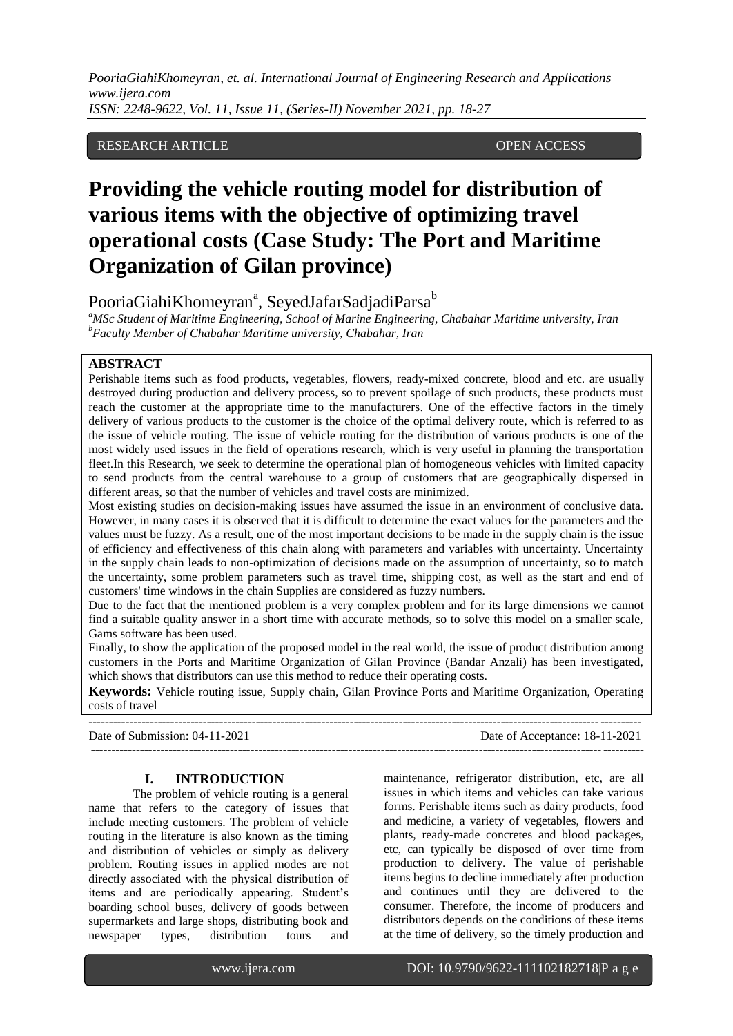RESEARCH ARTICLE OPEN ACCESS

# Providing the vehicle routing model for distribution of various items with the objective of optimizing travel operational costs (Case Study: The Port and Maritime Organization of Gilan province)

PooriaGiahiKhomeyran[a], SeyedJafarSadjadiParsa[b]

[a]*MSc Student of Maritime Engineering, School of Marine Engineering, Chabahar Maritime university, Iran*
[b]*Faculty Member of Chabahar Maritime university, Chabahar, Iran*

**ABSTRACT**

Perishable items such as food products, vegetables, flowers, ready-mixed concrete, blood and etc. are usually destroyed during production and delivery process, so to prevent spoilage of such products, these products must reach the customer at the appropriate time to the manufacturers. One of the effective factors in the timely delivery of various products to the customer is the choice of the optimal delivery route, which is referred to as the issue of vehicle routing. The issue of vehicle routing for the distribution of various products is one of the most widely used issues in the field of operations research, which is very useful in planning the transportation fleet.In this Research, we seek to determine the operational plan of homogeneous vehicles with limited capacity to send products from the central warehouse to a group of customers that are geographically dispersed in different areas, so that the number of vehicles and travel costs are minimized.

Most existing studies on decision-making issues have assumed the issue in an environment of conclusive data. However, in many cases it is observed that it is difficult to determine the exact values for the parameters and the values must be fuzzy. As a result, one of the most important decisions to be made in the supply chain is the issue of efficiency and effectiveness of this chain along with parameters and variables with uncertainty. Uncertainty in the supply chain leads to non-optimization of decisions made on the assumption of uncertainty, so to match the uncertainty, some problem parameters such as travel time, shipping cost, as well as the start and end of customers' time windows in the chain Supplies are considered as fuzzy numbers.

Due to the fact that the mentioned problem is a very complex problem and for its large dimensions we cannot find a suitable quality answer in a short time with accurate methods, so to solve this model on a smaller scale, Gams software has been used.

Finally, to show the application of the proposed model in the real world, the issue of product distribution among customers in the Ports and Maritime Organization of Gilan Province (Bandar Anzali) has been investigated, which shows that distributors can use this method to reduce their operating costs.

**Keywords:** Vehicle routing issue, Supply chain, Gilan Province Ports and Maritime Organization, Operating costs of travel

---

Date of Submission: 04-11-2021 Date of Acceptance: 18-11-2021

---

## I. INTRODUCTION

The problem of vehicle routing is a general name that refers to the category of issues that include meeting customers. The problem of vehicle routing in the literature is also known as the timing and distribution of vehicles or simply as delivery problem. Routing issues in applied modes are not directly associated with the physical distribution of items and are periodically appearing. Student's boarding school buses, delivery of goods between supermarkets and large shops, distributing book and newspaper types, distribution tours and maintenance, refrigerator distribution, etc, are all issues in which items and vehicles can take various forms. Perishable items such as dairy products, food and medicine, a variety of vegetables, flowers and plants, ready-made concretes and blood packages, etc, can typically be disposed of over time from production to delivery. The value of perishable items begins to decline immediately after production and continues until they are delivered to the consumer. Therefore, the income of producers and distributors depends on the conditions of these items at the time of delivery, so the timely production and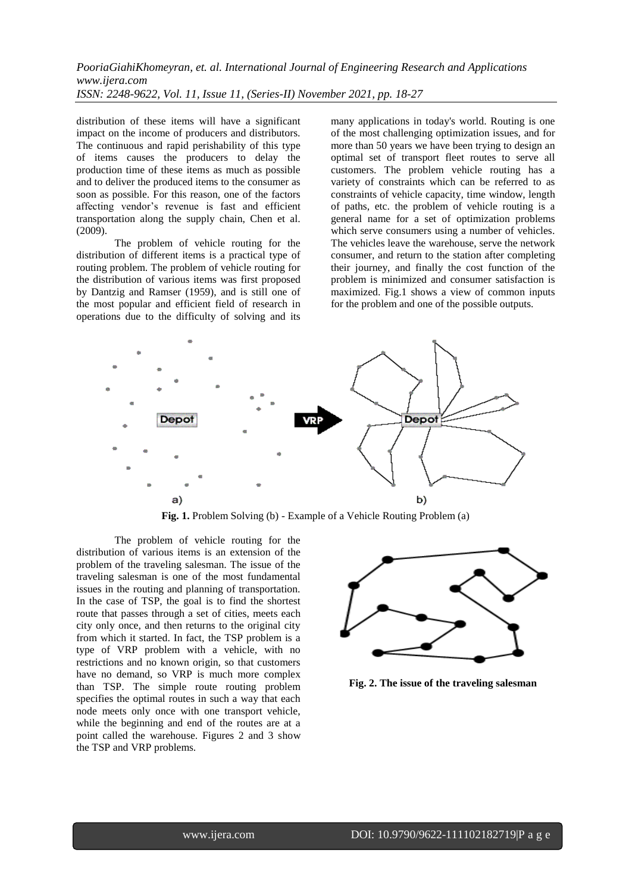distribution of these items will have a significant impact on the income of producers and distributors. The continuous and rapid perishability of this type of items causes the producers to delay the production time of these items as much as possible and to deliver the produced items to the consumer as soon as possible. For this reason, one of the factors affecting vendor's revenue is fast and efficient transportation along the supply chain, Chen et al. (2009).

The problem of vehicle routing for the distribution of different items is a practical type of routing problem. The problem of vehicle routing for the distribution of various items was first proposed by Dantzig and Ramser (1959), and is still one of the most popular and efficient field of research in operations due to the difficulty of solving and its many applications in today's world. Routing is one of the most challenging optimization issues, and for more than 50 years we have been trying to design an optimal set of transport fleet routes to serve all customers. The problem vehicle routing has a variety of constraints which can be referred to as constraints of vehicle capacity, time window, length of paths, etc. the problem of vehicle routing is a general name for a set of optimization problems which serve consumers using a number of vehicles. The vehicles leave the warehouse, serve the network consumer, and return to the station after completing their journey, and finally the cost function of the problem is minimized and consumer satisfaction is maximized. Fig.1 shows a view of common inputs for the problem and one of the possible outputs.

**Fig. 1.** Problem Solving (b) - Example of a Vehicle Routing Problem (a)

The problem of vehicle routing for the distribution of various items is an extension of the problem of the traveling salesman. The issue of the traveling salesman is one of the most fundamental issues in the routing and planning of transportation. In the case of TSP, the goal is to find the shortest route that passes through a set of cities, meets each city only once, and then returns to the original city from which it started. In fact, the TSP problem is a type of VRP problem with a vehicle, with no restrictions and no known origin, so that customers have no demand, so VRP is much more complex than TSP. The simple route routing problem specifies the optimal routes in such a way that each node meets only once with one transport vehicle, while the beginning and end of the routes are at a point called the warehouse. Figures 2 and 3 show the TSP and VRP problems.

**Fig. 2. The issue of the traveling salesman**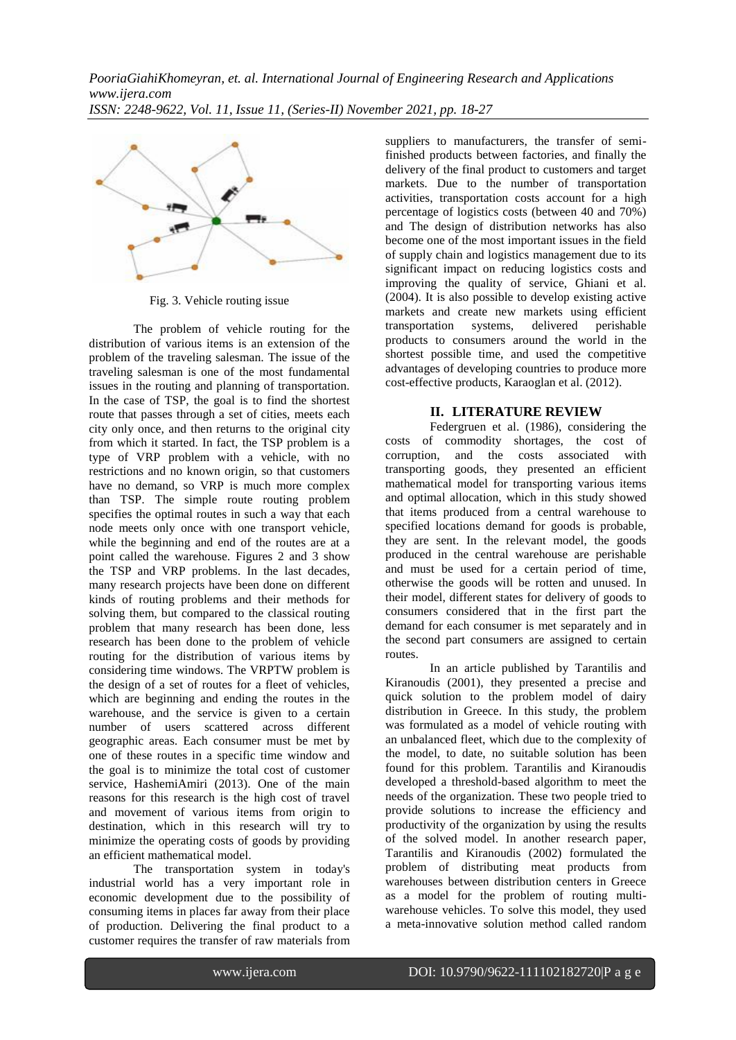Fig. 3. Vehicle routing issue

The problem of vehicle routing for the distribution of various items is an extension of the problem of the traveling salesman. The issue of the traveling salesman is one of the most fundamental issues in the routing and planning of transportation. In the case of TSP, the goal is to find the shortest route that passes through a set of cities, meets each city only once, and then returns to the original city from which it started. In fact, the TSP problem is a type of VRP problem with a vehicle, with no restrictions and no known origin, so that customers have no demand, so VRP is much more complex than TSP. The simple route routing problem specifies the optimal routes in such a way that each node meets only once with one transport vehicle, while the beginning and end of the routes are at a point called the warehouse. Figures 2 and 3 show the TSP and VRP problems. In the last decades, many research projects have been done on different kinds of routing problems and their methods for solving them, but compared to the classical routing problem that many research has been done, less research has been done to the problem of vehicle routing for the distribution of various items by considering time windows. The VRPTW problem is the design of a set of routes for a fleet of vehicles, which are beginning and ending the routes in the warehouse, and the service is given to a certain number of users scattered across different geographic areas. Each consumer must be met by one of these routes in a specific time window and the goal is to minimize the total cost of customer service, HashemiAmiri (2013). One of the main reasons for this research is the high cost of travel and movement of various items from origin to destination, which in this research will try to minimize the operating costs of goods by providing an efficient mathematical model.

The transportation system in today's industrial world has a very important role in economic development due to the possibility of consuming items in places far away from their place of production. Delivering the final product to a customer requires the transfer of raw materials from suppliers to manufacturers, the transfer of semi-finished products between factories, and finally the delivery of the final product to customers and target markets. Due to the number of transportation activities, transportation costs account for a high percentage of logistics costs (between 40 and 70%) and The design of distribution networks has also become one of the most important issues in the field of supply chain and logistics management due to its significant impact on reducing logistics costs and improving the quality of service, Ghiani et al. (2004). It is also possible to develop existing active markets and create new markets using efficient transportation systems, delivered perishable products to consumers around the world in the shortest possible time, and used the competitive advantages of developing countries to produce more cost-effective products, Karaoglan et al. (2012).

## II. LITERATURE REVIEW

Federgruen et al. (1986), considering the costs of commodity shortages, the cost of corruption, and the costs associated with transporting goods, they presented an efficient mathematical model for transporting various items and optimal allocation, which in this study showed that items produced from a central warehouse to specified locations demand for goods is probable, they are sent. In the relevant model, the goods produced in the central warehouse are perishable and must be used for a certain period of time, otherwise the goods will be rotten and unused. In their model, different states for delivery of goods to consumers considered that in the first part the demand for each consumer is met separately and in the second part consumers are assigned to certain routes.

In an article published by Tarantilis and Kiranoudis (2001), they presented a precise and quick solution to the problem model of dairy distribution in Greece. In this study, the problem was formulated as a model of vehicle routing with an unbalanced fleet, which due to the complexity of the model, to date, no suitable solution has been found for this problem. Tarantilis and Kiranoudis developed a threshold-based algorithm to meet the needs of the organization. These two people tried to provide solutions to increase the efficiency and productivity of the organization by using the results of the solved model. In another research paper, Tarantilis and Kiranoudis (2002) formulated the problem of distributing meat products from warehouses between distribution centers in Greece as a model for the problem of routing multi-warehouse vehicles. To solve this model, they used a meta-innovative solution method called random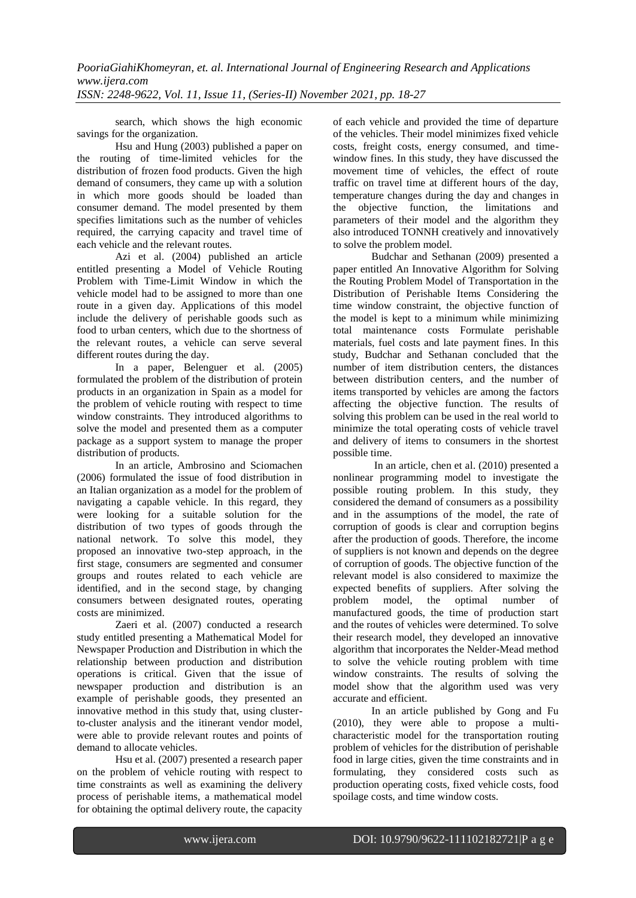search, which shows the high economic savings for the organization.

Hsu and Hung (2003) published a paper on the routing of time-limited vehicles for the distribution of frozen food products. Given the high demand of consumers, they came up with a solution in which more goods should be loaded than consumer demand. The model presented by them specifies limitations such as the number of vehicles required, the carrying capacity and travel time of each vehicle and the relevant routes.

Azi et al. (2004) published an article entitled presenting a Model of Vehicle Routing Problem with Time-Limit Window in which the vehicle model had to be assigned to more than one route in a given day. Applications of this model include the delivery of perishable goods such as food to urban centers, which due to the shortness of the relevant routes, a vehicle can serve several different routes during the day.

In a paper, Belenguer et al. (2005) formulated the problem of the distribution of protein products in an organization in Spain as a model for the problem of vehicle routing with respect to time window constraints. They introduced algorithms to solve the model and presented them as a computer package as a support system to manage the proper distribution of products.

In an article, Ambrosino and Sciomachen (2006) formulated the issue of food distribution in an Italian organization as a model for the problem of navigating a capable vehicle. In this regard, they were looking for a suitable solution for the distribution of two types of goods through the national network. To solve this model, they proposed an innovative two-step approach, in the first stage, consumers are segmented and consumer groups and routes related to each vehicle are identified, and in the second stage, by changing consumers between designated routes, operating costs are minimized.

Zaeri et al. (2007) conducted a research study entitled presenting a Mathematical Model for Newspaper Production and Distribution in which the relationship between production and distribution operations is critical. Given that the issue of newspaper production and distribution is an example of perishable goods, they presented an innovative method in this study that, using cluster-to-cluster analysis and the itinerant vendor model, were able to provide relevant routes and points of demand to allocate vehicles.

Hsu et al. (2007) presented a research paper on the problem of vehicle routing with respect to time constraints as well as examining the delivery process of perishable items, a mathematical model for obtaining the optimal delivery route, the capacity of each vehicle and provided the time of departure of the vehicles. Their model minimizes fixed vehicle costs, freight costs, energy consumed, and time-window fines. In this study, they have discussed the movement time of vehicles, the effect of route traffic on travel time at different hours of the day, temperature changes during the day and changes in the objective function, the limitations and parameters of their model and the algorithm they also introduced TONNH creatively and innovatively to solve the problem model.

Budchar and Sethanan (2009) presented a paper entitled An Innovative Algorithm for Solving the Routing Problem Model of Transportation in the Distribution of Perishable Items Considering the time window constraint, the objective function of the model is kept to a minimum while minimizing total maintenance costs Formulate perishable materials, fuel costs and late payment fines. In this study, Budchar and Sethanan concluded that the number of item distribution centers, the distances between distribution centers, and the number of items transported by vehicles are among the factors affecting the objective function. The results of solving this problem can be used in the real world to minimize the total operating costs of vehicle travel and delivery of items to consumers in the shortest possible time.

In an article, chen et al. (2010) presented a nonlinear programming model to investigate the possible routing problem. In this study, they considered the demand of consumers as a possibility and in the assumptions of the model, the rate of corruption of goods is clear and corruption begins after the production of goods. Therefore, the income of suppliers is not known and depends on the degree of corruption of goods. The objective function of the relevant model is also considered to maximize the expected benefits of suppliers. After solving the problem model, the optimal number of manufactured goods, the time of production start and the routes of vehicles were determined. To solve their research model, they developed an innovative algorithm that incorporates the Nelder-Mead method to solve the vehicle routing problem with time window constraints. The results of solving the model show that the algorithm used was very accurate and efficient.

In an article published by Gong and Fu (2010), they were able to propose a multi-characteristic model for the transportation routing problem of vehicles for the distribution of perishable food in large cities, given the time constraints and in formulating, they considered costs such as production operating costs, fixed vehicle costs, food spoilage costs, and time window costs.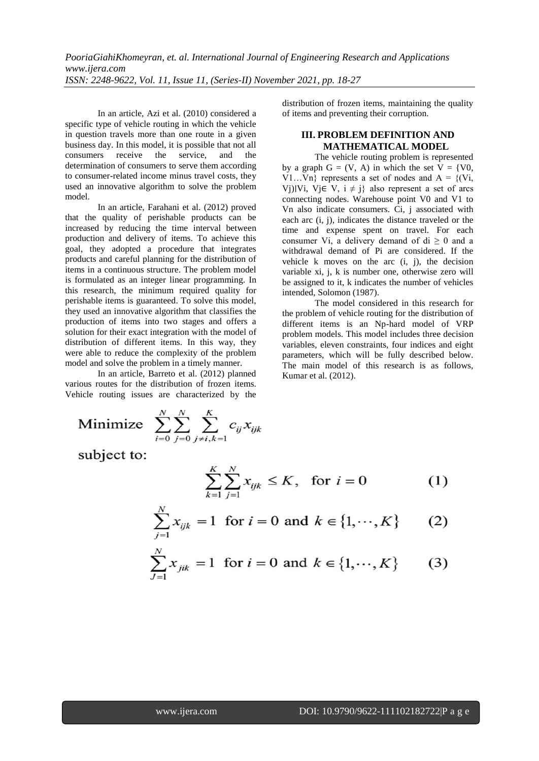In an article, Azi et al. (2010) considered a specific type of vehicle routing in which the vehicle in question travels more than one route in a given business day. In this model, it is possible that not all consumers receive the service, and the determination of consumers to serve them according to consumer-related income minus travel costs, they used an innovative algorithm to solve the problem model.

In an article, Farahani et al. (2012) proved that the quality of perishable products can be increased by reducing the time interval between production and delivery of items. To achieve this goal, they adopted a procedure that integrates products and careful planning for the distribution of items in a continuous structure. The problem model is formulated as an integer linear programming. In this research, the minimum required quality for perishable items is guaranteed. To solve this model, they used an innovative algorithm that classifies the production of items into two stages and offers a solution for their exact integration with the model of distribution of different items. In this way, they were able to reduce the complexity of the problem model and solve the problem in a timely manner.

In an article, Barreto et al. (2012) planned various routes for the distribution of frozen items. Vehicle routing issues are characterized by the distribution of frozen items, maintaining the quality of items and preventing their corruption.

## III. PROBLEM DEFINITION AND MATHEMATICAL MODEL

The vehicle routing problem is represented by a graph $G = (V, A)$ in which the set $V = \{V0, V1…Vn\}$ represents a set of nodes and $A = \{(Vi, Vj)|Vi, Vj \in V, i \neq j\}$ also represent a set of arcs connecting nodes. Warehouse point V0 and V1 to Vn also indicate consumers. Ci, j associated with each arc (i, j), indicates the distance traveled or the time and expense spent on travel. For each consumer Vi, a delivery demand of $di \geq 0$ and a withdrawal demand of Pi are considered. If the vehicle k moves on the arc (i, j), the decision variable xi, j, k is number one, otherwise zero will be assigned to it, k indicates the number of vehicles intended, Solomon (1987).

The model considered in this research for the problem of vehicle routing for the distribution of different items is an Np-hard model of VRP problem models. This model includes three decision variables, eleven constraints, four indices and eight parameters, which will be fully described below. The main model of this research is as follows, Kumar et al. (2012).

$$\text{Minimize} \quad \sum_{i=0}^{N} \sum_{j=0}^{N} \sum_{j \neq i, k=1}^{K} c_{ij} x_{ijk}$$

subject to:

$$\sum_{k=1}^{K} \sum_{j=1}^{N} x_{ijk} \leq K, \quad \text{for } i = 0 \qquad (1)$$

$$\sum_{j=1}^{N} x_{ijk} = 1 \quad \text{for } i = 0 \text{ and } k \in \{1, \cdots, K\} \qquad (2)$$

$$\sum_{J=1}^{N} x_{jik} = 1 \quad \text{for } i = 0 \text{ and } k \in \{1, \cdots, K\} \qquad (3)$$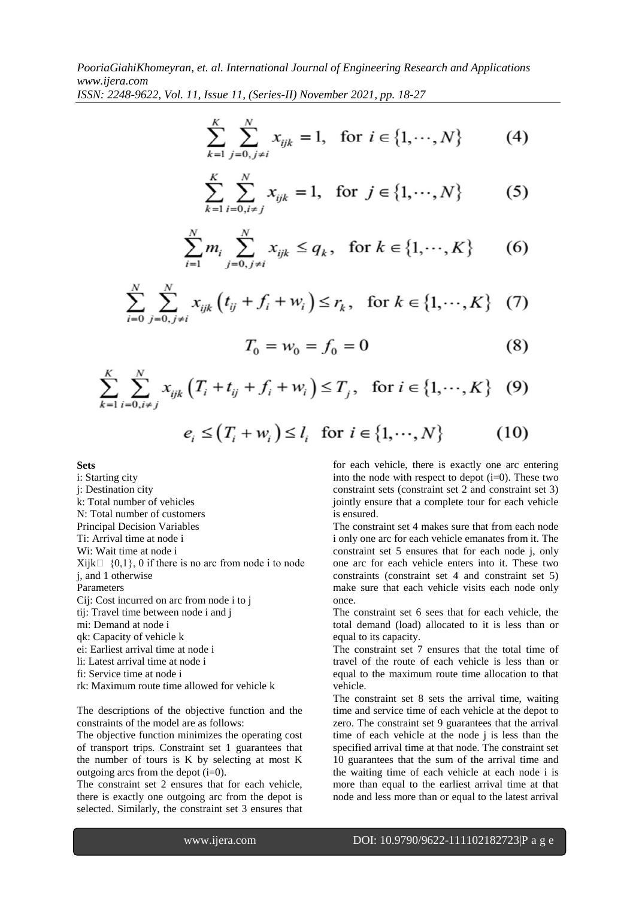$$\sum_{k=1}^{K} \sum_{j=0, j \neq i}^{N} x_{ijk} = 1, \quad \text{for } i \in \{1, \cdots, N\} \qquad (4)$$

$$\sum_{k=1}^{K} \sum_{i=0, i \neq j}^{N} x_{ijk} = 1, \quad \text{for } j \in \{1, \cdots, N\} \qquad (5)$$

$$\sum_{i=1}^{N} m_i \sum_{j=0, j \neq i}^{N} x_{ijk} \leq q_k, \quad \text{for } k \in \{1, \cdots, K\} \qquad (6)$$

$$\sum_{i=0}^{N} \sum_{j=0, j \neq i}^{N} x_{ijk} \left( t_{ij} + f_i + w_i \right) \leq r_k, \quad \text{for } k \in \{1, \cdots, K\} \quad (7)$$

$$T_0 = w_0 = f_0 = 0 \qquad (8)$$

$$\sum_{k=1}^{K} \sum_{i=0, i \neq j}^{N} x_{ijk} \left( T_i + t_{ij} + f_i + w_i \right) \leq T_j, \quad \text{for } i \in \{1, \cdots, K\} \quad (9)$$

$$e_i \leq \left( T_i + w_i \right) \leq l_i \quad \text{for } i \in \{1, \cdots, N\} \qquad (10)$$

**Sets**

i: Starting city
j: Destination city
k: Total number of vehicles
N: Total number of customers
Principal Decision Variables
Ti: Arrival time at node i
Wi: Wait time at node i
Xijk□ {0,1}, 0 if there is no arc from node i to node j, and 1 otherwise
Parameters
Cij: Cost incurred on arc from node i to j
tij: Travel time between node i and j
mi: Demand at node i
qk: Capacity of vehicle k
ei: Earliest arrival time at node i
li: Latest arrival time at node i
fi: Service time at node i
rk: Maximum route time allowed for vehicle k

The descriptions of the objective function and the constraints of the model are as follows:

The objective function minimizes the operating cost of transport trips. Constraint set 1 guarantees that the number of tours is K by selecting at most K outgoing arcs from the depot (i=0).

The constraint set 2 ensures that for each vehicle, there is exactly one outgoing arc from the depot is selected. Similarly, the constraint set 3 ensures that for each vehicle, there is exactly one arc entering into the node with respect to depot (i=0). These two constraint sets (constraint set 2 and constraint set 3) jointly ensure that a complete tour for each vehicle is ensured.

The constraint set 4 makes sure that from each node i only one arc for each vehicle emanates from it. The constraint set 5 ensures that for each node j, only one arc for each vehicle enters into it. These two constraints (constraint set 4 and constraint set 5) make sure that each vehicle visits each node only once.

The constraint set 6 sees that for each vehicle, the total demand (load) allocated to it is less than or equal to its capacity.

The constraint set 7 ensures that the total time of travel of the route of each vehicle is less than or equal to the maximum route time allocation to that vehicle.

The constraint set 8 sets the arrival time, waiting time and service time of each vehicle at the depot to zero. The constraint set 9 guarantees that the arrival time of each vehicle at the node j is less than the specified arrival time at that node. The constraint set 10 guarantees that the sum of the arrival time and the waiting time of each vehicle at each node i is more than equal to the earliest arrival time at that node and less more than or equal to the latest arrival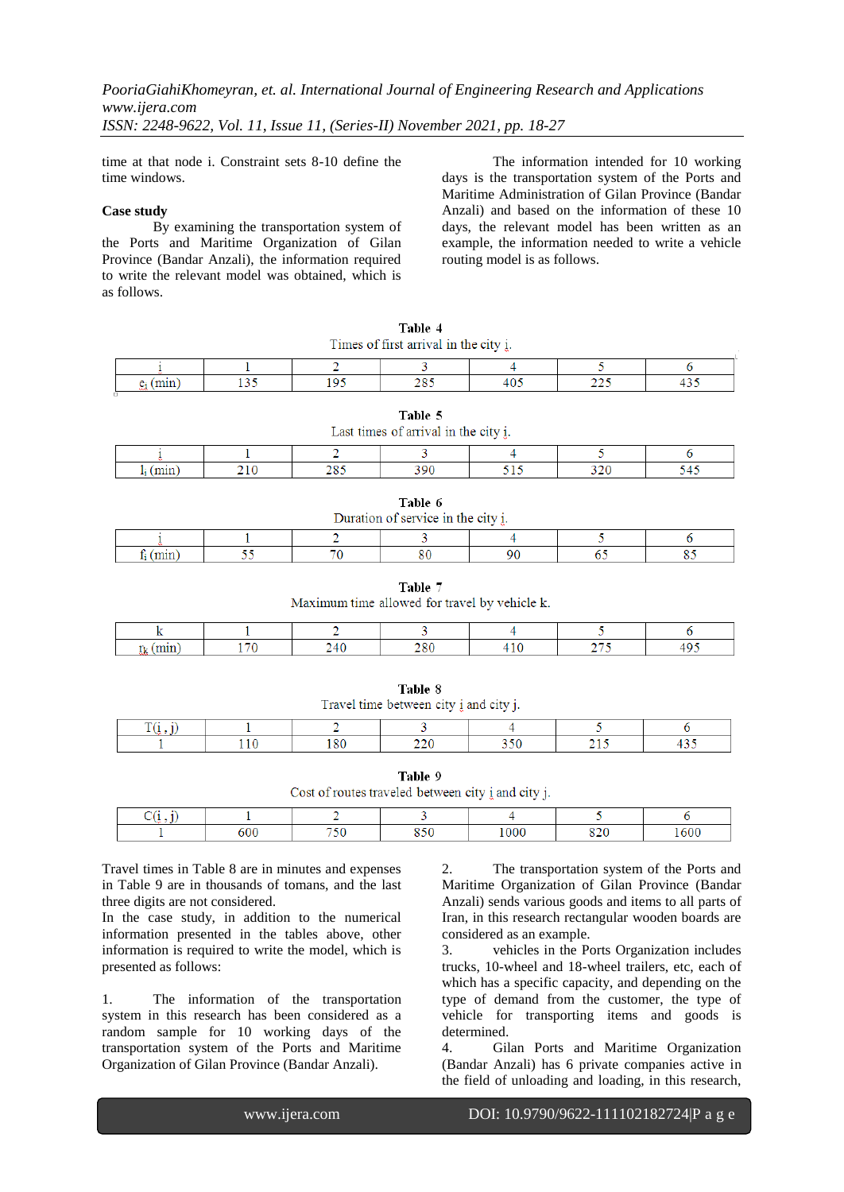time at that node i. Constraint sets 8-10 define the time windows.

**Case study**

By examining the transportation system of the Ports and Maritime Organization of Gilan Province (Bandar Anzali), the information required to write the relevant model was obtained, which is as follows.

The information intended for 10 working days is the transportation system of the Ports and Maritime Administration of Gilan Province (Bandar Anzali) and based on the information of these 10 days, the relevant model has been written as an example, the information needed to write a vehicle routing model is as follows.

**Table 4**
Times of first arrival in the city i.

| i | 1 | 2 | 3 | 4 | 5 | 6 |
|---|---|---|---|---|---|---|
| $e_i$ (min) | 135 | 195 | 285 | 405 | 225 | 435 |

**Table 5**
Last times of arrival in the city i.

| i | 1 | 2 | 3 | 4 | 5 | 6 |
|---|---|---|---|---|---|---|
| $l_i$ (min) | 210 | 285 | 390 | 515 | 320 | 545 |

**Table 6**
Duration of service in the city i.

| i | 1 | 2 | 3 | 4 | 5 | 6 |
|---|---|---|---|---|---|---|
| $f_i$ (min) | 55 | 70 | 80 | 90 | 65 | 85 |

**Table 7**
Maximum time allowed for travel by vehicle k.

| k | 1 | 2 | 3 | 4 | 5 | 6 |
|---|---|---|---|---|---|---|
| $r_k$ (min) | 170 | 240 | 280 | 410 | 275 | 495 |

**Table 8**
Travel time between city i and city j.

| T(i , j) | 1 | 2 | 3 | 4 | 5 | 6 |
|---|---|---|---|---|---|---|
| 1 | 110 | 180 | 220 | 350 | 215 | 435 |

**Table 9**
Cost of routes traveled between city i and city j.

| C(i , j) | 1 | 2 | 3 | 4 | 5 | 6 |
|---|---|---|---|---|---|---|
| 1 | 600 | 750 | 850 | 1000 | 820 | 1600 |

Travel times in Table 8 are in minutes and expenses in Table 9 are in thousands of tomans, and the last three digits are not considered.

In the case study, in addition to the numerical information presented in the tables above, other information is required to write the model, which is presented as follows:

1. The information of the transportation system in this research has been considered as a random sample for 10 working days of the transportation system of the Ports and Maritime Organization of Gilan Province (Bandar Anzali).
2. The transportation system of the Ports and Maritime Organization of Gilan Province (Bandar Anzali) sends various goods and items to all parts of Iran, in this research rectangular wooden boards are considered as an example.
3. vehicles in the Ports Organization includes trucks, 10-wheel and 18-wheel trailers, etc, each of which has a specific capacity, and depending on the type of demand from the customer, the type of vehicle for transporting items and goods is determined.
4. Gilan Ports and Maritime Organization (Bandar Anzali) has 6 private companies active in the field of unloading and loading, in this research,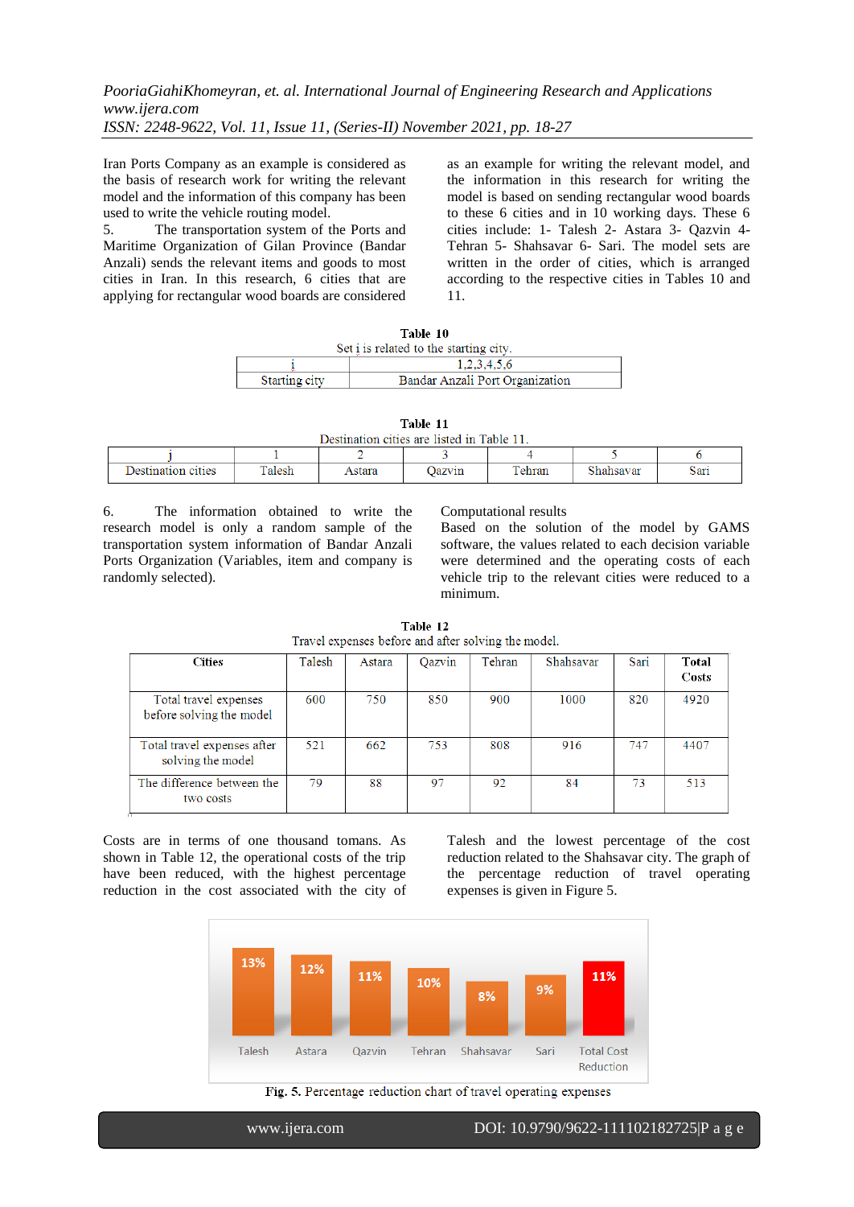Iran Ports Company as an example is considered as the basis of research work for writing the relevant model and the information of this company has been used to write the vehicle routing model.

5. The transportation system of the Ports and Maritime Organization of Gilan Province (Bandar Anzali) sends the relevant items and goods to most cities in Iran. In this research, 6 cities that are applying for rectangular wood boards are considered as an example for writing the relevant model, and the information in this research for writing the model is based on sending rectangular wood boards to these 6 cities and in 10 working days. These 6 cities include: 1- Talesh 2- Astara 3- Qazvin 4- Tehran 5- Shahsavar 6- Sari. The model sets are written in the order of cities, which is arranged according to the respective cities in Tables 10 and 11.

**Table 10**

Set i is related to the starting city.

| i | 1,2,3,4,5,6 |
|---|---|
| Starting city | Bandar Anzali Port Organization |

**Table 11**

Destination cities are listed in Table 11.

| j | 1 | 2 | 3 | 4 | 5 | 6 |
|---|---|---|---|---|---|---|
| Destination cities | Talesh | Astara | Qazvin | Tehran | Shahsavar | Sari |

6. The information obtained to write the research model is only a random sample of the transportation system information of Bandar Anzali Ports Organization (Variables, item and company is randomly selected).

Computational results

Based on the solution of the model by GAMS software, the values related to each decision variable were determined and the operating costs of each vehicle trip to the relevant cities were reduced to a minimum.

**Table 12**

Travel expenses before and after solving the model.

| Cities | Talesh | Astara | Qazvin | Tehran | Shahsavar | Sari | Total Costs |
|---|---|---|---|---|---|---|---|
| Total travel expenses before solving the model | 600 | 750 | 850 | 900 | 1000 | 820 | 4920 |
| Total travel expenses after solving the model | 521 | 662 | 753 | 808 | 916 | 747 | 4407 |
| The difference between the two costs | 79 | 88 | 97 | 92 | 84 | 73 | 513 |

Costs are in terms of one thousand tomans. As shown in Table 12, the operational costs of the trip have been reduced, with the highest percentage reduction in the cost associated with the city of Talesh and the lowest percentage of the cost reduction related to the Shahsavar city. The graph of the percentage reduction of travel operating expenses is given in Figure 5.

| Talesh | Astara | Qazvin | Tehran | Shahsavar | Sari | Total Cost Reduction |
|---|---|---|---|---|---|---|
| 13% | 12% | 11% | 10% | 8% | 9% | 11% |

**Fig. 5.** Percentage reduction chart of travel operating expenses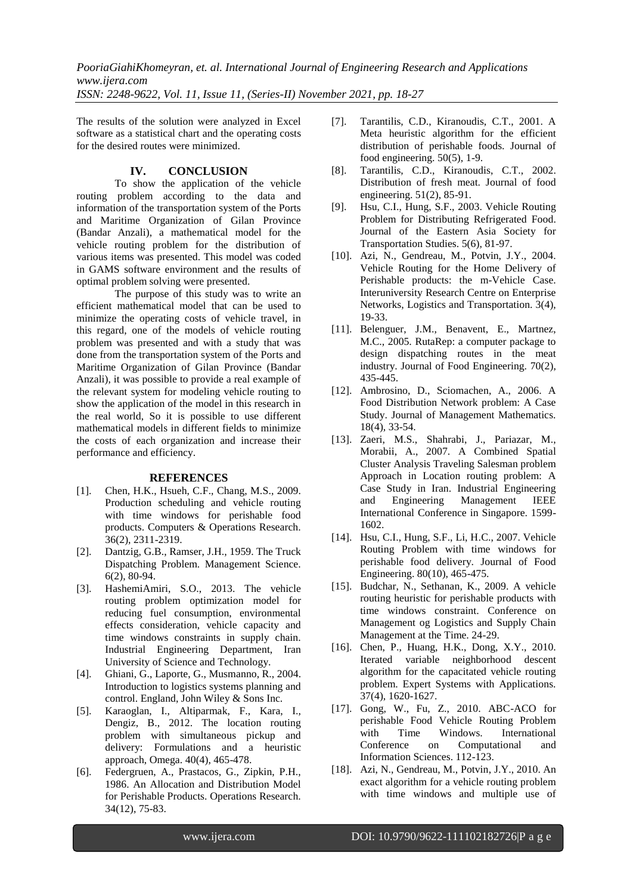The results of the solution were analyzed in Excel software as a statistical chart and the operating costs for the desired routes were minimized.

## IV. CONCLUSION

To show the application of the vehicle routing problem according to the data and information of the transportation system of the Ports and Maritime Organization of Gilan Province (Bandar Anzali), a mathematical model for the vehicle routing problem for the distribution of various items was presented. This model was coded in GAMS software environment and the results of optimal problem solving were presented.

The purpose of this study was to write an efficient mathematical model that can be used to minimize the operating costs of vehicle travel, in this regard, one of the models of vehicle routing problem was presented and with a study that was done from the transportation system of the Ports and Maritime Organization of Gilan Province (Bandar Anzali), it was possible to provide a real example of the relevant system for modeling vehicle routing to show the application of the model in this research in the real world, So it is possible to use different mathematical models in different fields to minimize the costs of each organization and increase their performance and efficiency.

## REFERENCES

[1]. Chen, H.K., Hsueh, C.F., Chang, M.S., 2009. Production scheduling and vehicle routing with time windows for perishable food products. Computers & Operations Research. 36(2), 2311-2319.

[2]. Dantzig, G.B., Ramser, J.H., 1959. The Truck Dispatching Problem. Management Science. 6(2), 80-94.

[3]. HashemiAmiri, S.O., 2013. The vehicle routing problem optimization model for reducing fuel consumption, environmental effects consideration, vehicle capacity and time windows constraints in supply chain. Industrial Engineering Department, Iran University of Science and Technology.

[4]. Ghiani, G., Laporte, G., Musmanno, R., 2004. Introduction to logistics systems planning and control. England, John Wiley & Sons Inc.

[5]. Karaoglan, I., Altiparmak, F., Kara, I., Dengiz, B., 2012. The location routing problem with simultaneous pickup and delivery: Formulations and a heuristic approach, Omega. 40(4), 465-478.

[6]. Federgruen, A., Prastacos, G., Zipkin, P.H., 1986. An Allocation and Distribution Model for Perishable Products. Operations Research. 34(12), 75-83.

[7]. Tarantilis, C.D., Kiranoudis, C.T., 2001. A Meta heuristic algorithm for the efficient distribution of perishable foods. Journal of food engineering. 50(5), 1-9.

[8]. Tarantilis, C.D., Kiranoudis, C.T., 2002. Distribution of fresh meat. Journal of food engineering. 51(2), 85-91.

[9]. Hsu, C.I., Hung, S.F., 2003. Vehicle Routing Problem for Distributing Refrigerated Food. Journal of the Eastern Asia Society for Transportation Studies. 5(6), 81-97.

[10]. Azi, N., Gendreau, M., Potvin, J.Y., 2004. Vehicle Routing for the Home Delivery of Perishable products: the m-Vehicle Case. Interuniversity Research Centre on Enterprise Networks, Logistics and Transportation. 3(4), 19-33.

[11]. Belenguer, J.M., Benavent, E., Martnez, M.C., 2005. RutaRep: a computer package to design dispatching routes in the meat industry. Journal of Food Engineering. 70(2), 435-445.

[12]. Ambrosino, D., Sciomachen, A., 2006. A Food Distribution Network problem: A Case Study. Journal of Management Mathematics. 18(4), 33-54.

[13]. Zaeri, M.S., Shahrabi, J., Pariazar, M., Morabii, A., 2007. A Combined Spatial Cluster Analysis Traveling Salesman problem Approach in Location routing problem: A Case Study in Iran. Industrial Engineering and Engineering Management IEEE International Conference in Singapore. 1599-1602.

[14]. Hsu, C.I., Hung, S.F., Li, H.C., 2007. Vehicle Routing Problem with time windows for perishable food delivery. Journal of Food Engineering. 80(10), 465-475.

[15]. Budchar, N., Sethanan, K., 2009. A vehicle routing heuristic for perishable products with time windows constraint. Conference on Management og Logistics and Supply Chain Management at the Time. 24-29.

[16]. Chen, P., Huang, H.K., Dong, X.Y., 2010. Iterated variable neighborhood descent algorithm for the capacitated vehicle routing problem. Expert Systems with Applications. 37(4), 1620-1627.

[17]. Gong, W., Fu, Z., 2010. ABC-ACO for perishable Food Vehicle Routing Problem with Time Windows. International Conference on Computational and Information Sciences. 112-123.

[18]. Azi, N., Gendreau, M., Potvin, J.Y., 2010. An exact algorithm for a vehicle routing problem with time windows and multiple use of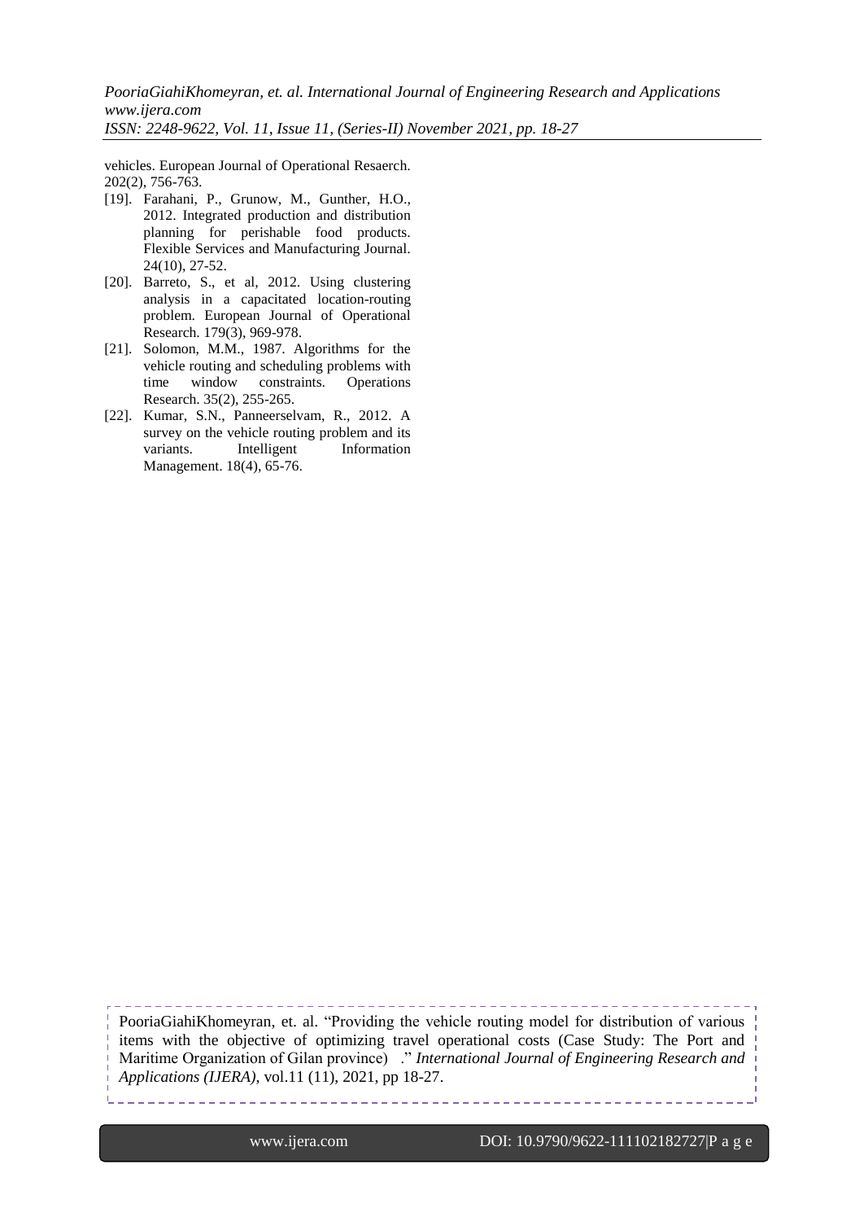vehicles. European Journal of Operational Resaerch. 202(2), 756-763.

[19]. Farahani, P., Grunow, M., Gunther, H.O., 2012. Integrated production and distribution planning for perishable food products. Flexible Services and Manufacturing Journal. 24(10), 27-52.

[20]. Barreto, S., et al, 2012. Using clustering analysis in a capacitated location-routing problem. European Journal of Operational Research. 179(3), 969-978.

[21]. Solomon, M.M., 1987. Algorithms for the vehicle routing and scheduling problems with time window constraints. Operations Research. 35(2), 255-265.

[22]. Kumar, S.N., Panneerselvam, R., 2012. A survey on the vehicle routing problem and its variants. Intelligent Information Management. 18(4), 65-76.

PooriaGiahiKhomeyran, et. al. "Providing the vehicle routing model for distribution of various items with the objective of optimizing travel operational costs (Case Study: The Port and Maritime Organization of Gilan province) ." *International Journal of Engineering Research and Applications (IJERA)*, vol.11 (11), 2021, pp 18-27.